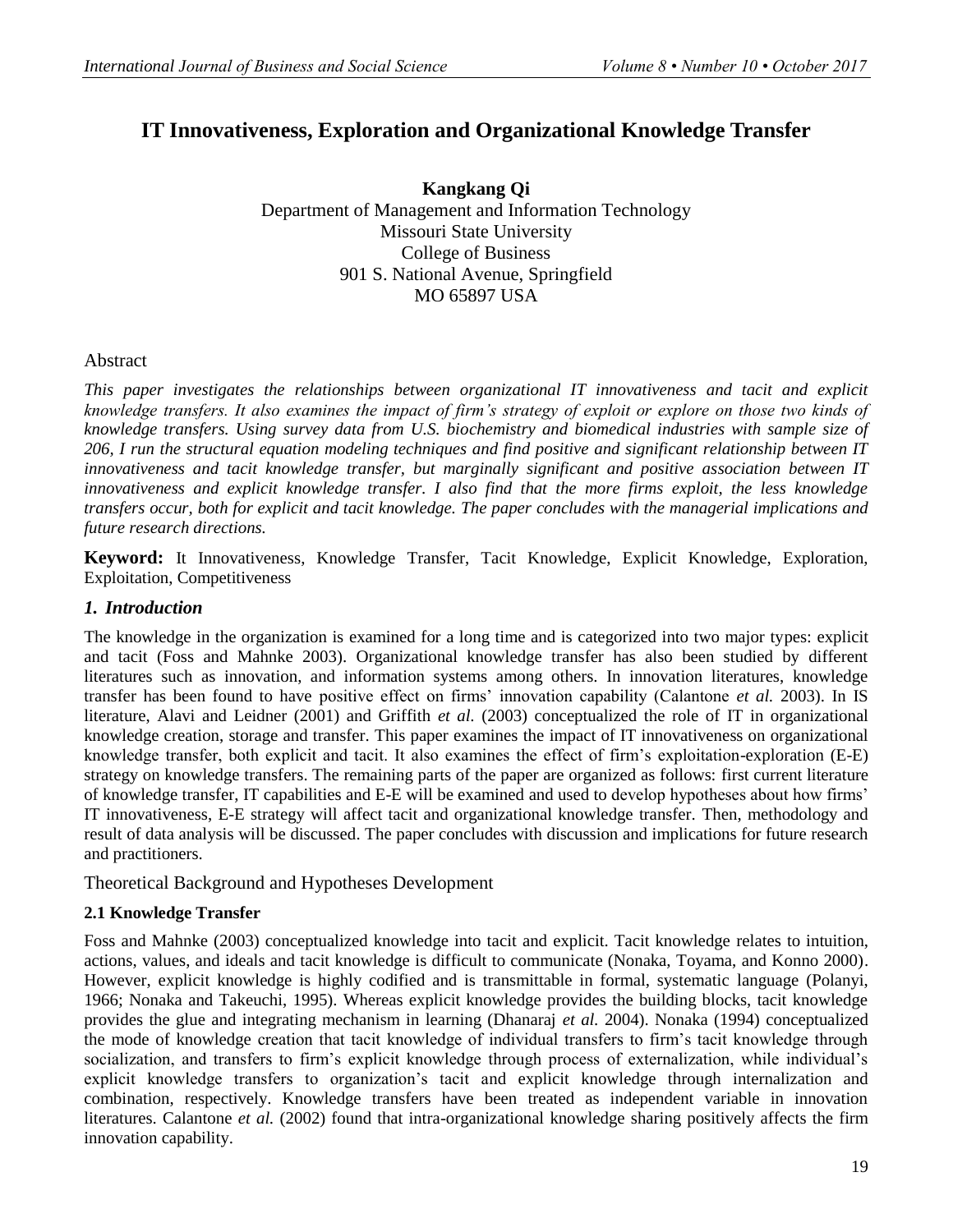# IT Innovativeness, Exploration and Organizational Knowledge Transfer

**Kangkang Qi**
Department of Management and Information Technology
Missouri State University
College of Business
901 S. National Avenue, Springfield
MO 65897 USA

## Abstract

*This paper investigates the relationships between organizational IT innovativeness and tacit and explicit knowledge transfers. It also examines the impact of firm's strategy of exploit or explore on those two kinds of knowledge transfers. Using survey data from U.S. biochemistry and biomedical industries with sample size of 206, I run the structural equation modeling techniques and find positive and significant relationship between IT innovativeness and tacit knowledge transfer, but marginally significant and positive association between IT innovativeness and explicit knowledge transfer. I also find that the more firms exploit, the less knowledge transfers occur, both for explicit and tacit knowledge. The paper concludes with the managerial implications and future research directions.*

**Keyword:** It Innovativeness, Knowledge Transfer, Tacit Knowledge, Explicit Knowledge, Exploration, Exploitation, Competitiveness

## *1. Introduction*

The knowledge in the organization is examined for a long time and is categorized into two major types: explicit and tacit (Foss and Mahnke 2003). Organizational knowledge transfer has also been studied by different literatures such as innovation, and information systems among others. In innovation literatures, knowledge transfer has been found to have positive effect on firms' innovation capability (Calantone *et al.* 2003). In IS literature, Alavi and Leidner (2001) and Griffith *et al.* (2003) conceptualized the role of IT in organizational knowledge creation, storage and transfer. This paper examines the impact of IT innovativeness on organizational knowledge transfer, both explicit and tacit. It also examines the effect of firm's exploitation-exploration (E-E) strategy on knowledge transfers. The remaining parts of the paper are organized as follows: first current literature of knowledge transfer, IT capabilities and E-E will be examined and used to develop hypotheses about how firms' IT innovativeness, E-E strategy will affect tacit and organizational knowledge transfer. Then, methodology and result of data analysis will be discussed. The paper concludes with discussion and implications for future research and practitioners.

## Theoretical Background and Hypotheses Development

### 2.1 Knowledge Transfer

Foss and Mahnke (2003) conceptualized knowledge into tacit and explicit. Tacit knowledge relates to intuition, actions, values, and ideals and tacit knowledge is difficult to communicate (Nonaka, Toyama, and Konno 2000). However, explicit knowledge is highly codified and is transmittable in formal, systematic language (Polanyi, 1966; Nonaka and Takeuchi, 1995). Whereas explicit knowledge provides the building blocks, tacit knowledge provides the glue and integrating mechanism in learning (Dhanaraj *et al.* 2004). Nonaka (1994) conceptualized the mode of knowledge creation that tacit knowledge of individual transfers to firm's tacit knowledge through socialization, and transfers to firm's explicit knowledge through process of externalization, while individual's explicit knowledge transfers to organization's tacit and explicit knowledge through internalization and combination, respectively. Knowledge transfers have been treated as independent variable in innovation literatures. Calantone *et al.* (2002) found that intra-organizational knowledge sharing positively affects the firm innovation capability.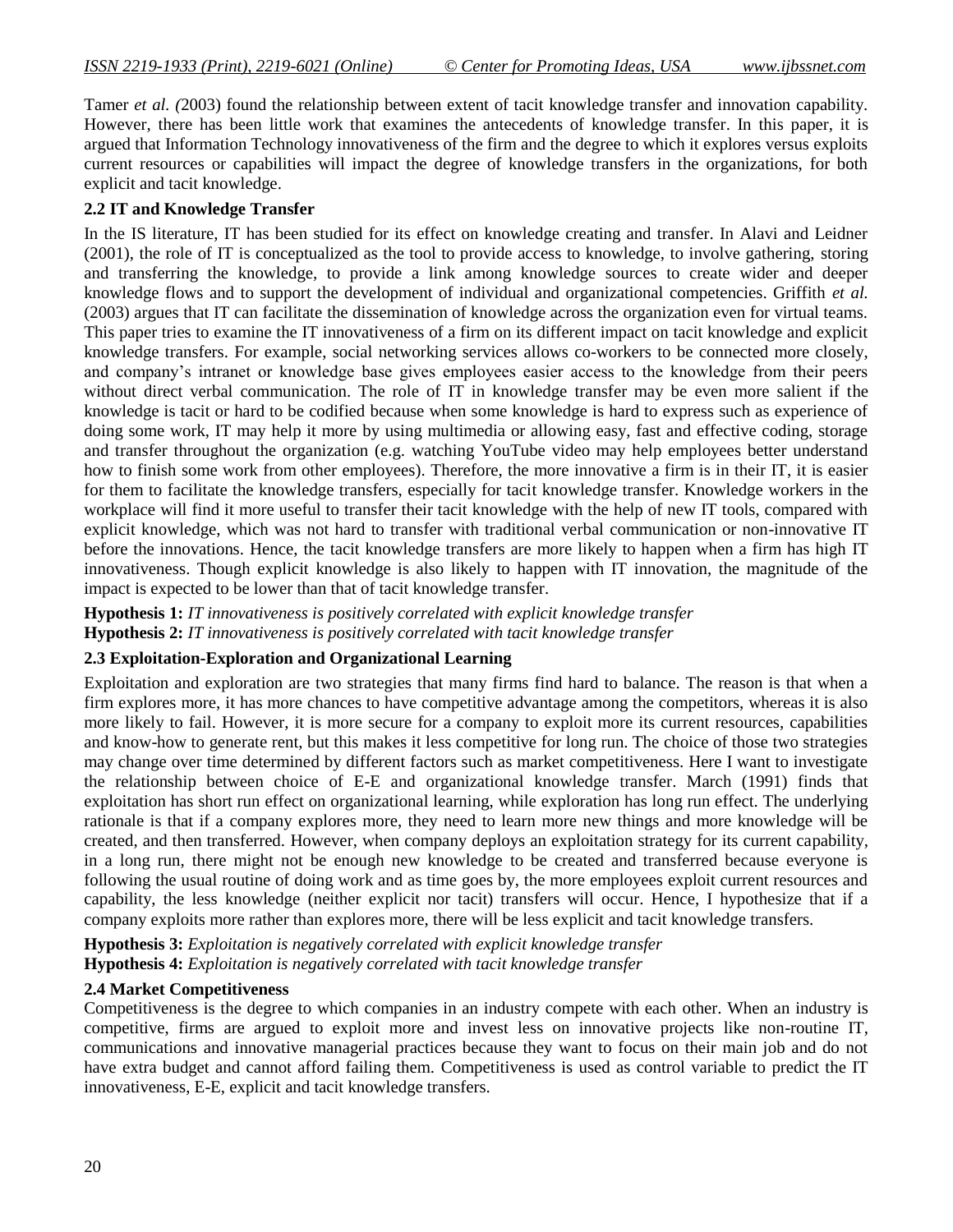Tamer *et al. (*2003) found the relationship between extent of tacit knowledge transfer and innovation capability. However, there has been little work that examines the antecedents of knowledge transfer. In this paper, it is argued that Information Technology innovativeness of the firm and the degree to which it explores versus exploits current resources or capabilities will impact the degree of knowledge transfers in the organizations, for both explicit and tacit knowledge.

### 2.2 IT and Knowledge Transfer

In the IS literature, IT has been studied for its effect on knowledge creating and transfer. In Alavi and Leidner (2001), the role of IT is conceptualized as the tool to provide access to knowledge, to involve gathering, storing and transferring the knowledge, to provide a link among knowledge sources to create wider and deeper knowledge flows and to support the development of individual and organizational competencies. Griffith *et al.* (2003) argues that IT can facilitate the dissemination of knowledge across the organization even for virtual teams. This paper tries to examine the IT innovativeness of a firm on its different impact on tacit knowledge and explicit knowledge transfers. For example, social networking services allows co-workers to be connected more closely, and company's intranet or knowledge base gives employees easier access to the knowledge from their peers without direct verbal communication. The role of IT in knowledge transfer may be even more salient if the knowledge is tacit or hard to be codified because when some knowledge is hard to express such as experience of doing some work, IT may help it more by using multimedia or allowing easy, fast and effective coding, storage and transfer throughout the organization (e.g. watching YouTube video may help employees better understand how to finish some work from other employees). Therefore, the more innovative a firm is in their IT, it is easier for them to facilitate the knowledge transfers, especially for tacit knowledge transfer. Knowledge workers in the workplace will find it more useful to transfer their tacit knowledge with the help of new IT tools, compared with explicit knowledge, which was not hard to transfer with traditional verbal communication or non-innovative IT before the innovations. Hence, the tacit knowledge transfers are more likely to happen when a firm has high IT innovativeness. Though explicit knowledge is also likely to happen with IT innovation, the magnitude of the impact is expected to be lower than that of tacit knowledge transfer.

**Hypothesis 1:** *IT innovativeness is positively correlated with explicit knowledge transfer*
**Hypothesis 2:** *IT innovativeness is positively correlated with tacit knowledge transfer*

### 2.3 Exploitation-Exploration and Organizational Learning

Exploitation and exploration are two strategies that many firms find hard to balance. The reason is that when a firm explores more, it has more chances to have competitive advantage among the competitors, whereas it is also more likely to fail. However, it is more secure for a company to exploit more its current resources, capabilities and know-how to generate rent, but this makes it less competitive for long run. The choice of those two strategies may change over time determined by different factors such as market competitiveness. Here I want to investigate the relationship between choice of E-E and organizational knowledge transfer. March (1991) finds that exploitation has short run effect on organizational learning, while exploration has long run effect. The underlying rationale is that if a company explores more, they need to learn more new things and more knowledge will be created, and then transferred. However, when company deploys an exploitation strategy for its current capability, in a long run, there might not be enough new knowledge to be created and transferred because everyone is following the usual routine of doing work and as time goes by, the more employees exploit current resources and capability, the less knowledge (neither explicit nor tacit) transfers will occur. Hence, I hypothesize that if a company exploits more rather than explores more, there will be less explicit and tacit knowledge transfers.

**Hypothesis 3:** *Exploitation is negatively correlated with explicit knowledge transfer*
**Hypothesis 4:** *Exploitation is negatively correlated with tacit knowledge transfer*

### 2.4 Market Competitiveness

Competitiveness is the degree to which companies in an industry compete with each other. When an industry is competitive, firms are argued to exploit more and invest less on innovative projects like non-routine IT, communications and innovative managerial practices because they want to focus on their main job and do not have extra budget and cannot afford failing them. Competitiveness is used as control variable to predict the IT innovativeness, E-E, explicit and tacit knowledge transfers.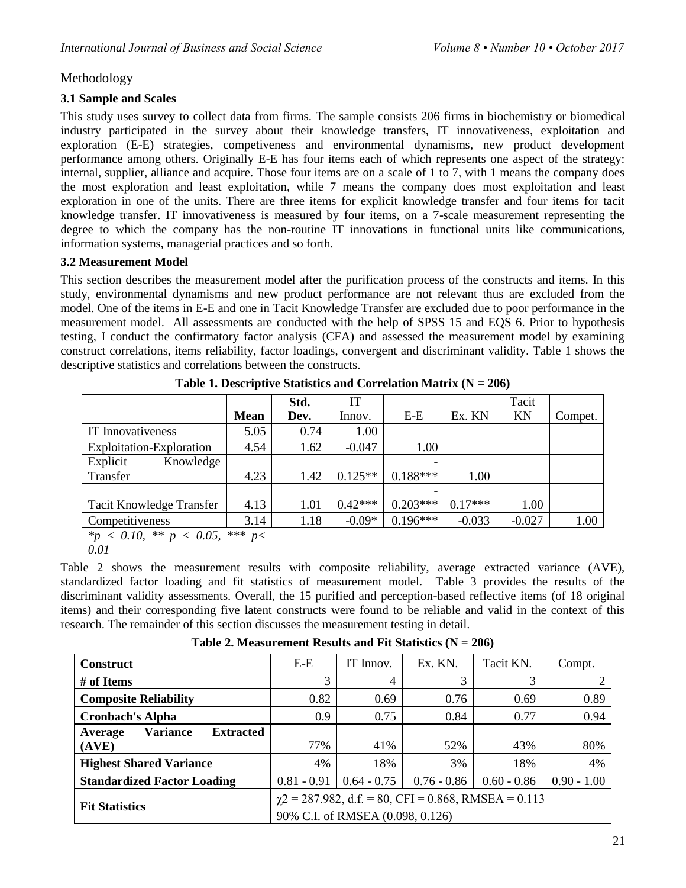## Methodology

### 3.1 Sample and Scales

This study uses survey to collect data from firms. The sample consists 206 firms in biochemistry or biomedical industry participated in the survey about their knowledge transfers, IT innovativeness, exploitation and exploration (E-E) strategies, competiveness and environmental dynamisms, new product development performance among others. Originally E-E has four items each of which represents one aspect of the strategy: internal, supplier, alliance and acquire. Those four items are on a scale of 1 to 7, with 1 means the company does the most exploration and least exploitation, while 7 means the company does most exploitation and least exploration in one of the units. There are three items for explicit knowledge transfer and four items for tacit knowledge transfer. IT innovativeness is measured by four items, on a 7-scale measurement representing the degree to which the company has the non-routine IT innovations in functional units like communications, information systems, managerial practices and so forth.

### 3.2 Measurement Model

This section describes the measurement model after the purification process of the constructs and items. In this study, environmental dynamisms and new product performance are not relevant thus are excluded from the model. One of the items in E-E and one in Tacit Knowledge Transfer are excluded due to poor performance in the measurement model. All assessments are conducted with the help of SPSS 15 and EQS 6. Prior to hypothesis testing, I conduct the confirmatory factor analysis (CFA) and assessed the measurement model by examining construct correlations, items reliability, factor loadings, convergent and discriminant validity. Table 1 shows the descriptive statistics and correlations between the constructs.

**Table 1. Descriptive Statistics and Correlation Matrix (N = 206)**

| | Mean | Std. Dev. | IT Innov. | E-E | Ex. KN | Tacit KN | Compet. |
|---|---|---|---|---|---|---|---|
| IT Innovativeness | 5.05 | 0.74 | 1.00 | | | | |
| Exploitation-Exploration | 4.54 | 1.62 | -0.047 | 1.00 | | | |
| Explicit Knowledge Transfer | 4.23 | 1.42 | 0.125** | -0.188*** | 1.00 | | |
| Tacit Knowledge Transfer | 4.13 | 1.01 | 0.42*** | -0.203*** | 0.17*** | 1.00 | |
| Competitiveness | 3.14 | 1.18 | -0.09* | 0.196*** | -0.033 | -0.027 | 1.00 |

*$p < 0.10$, ** $p < 0.05$, *** $p < 0.01$

Table 2 shows the measurement results with composite reliability, average extracted variance (AVE), standardized factor loading and fit statistics of measurement model. Table 3 provides the results of the discriminant validity assessments. Overall, the 15 purified and perception-based reflective items (of 18 original items) and their corresponding five latent constructs were found to be reliable and valid in the context of this research. The remainder of this section discusses the measurement testing in detail.

**Table 2. Measurement Results and Fit Statistics (N = 206)**

| **Construct** | E-E | IT Innov. | Ex. KN. | Tacit KN. | Compt. |
|---|---|---|---|---|---|
| **# of Items** | 3 | 4 | 3 | 3 | 2 |
| **Composite Reliability** | 0.82 | 0.69 | 0.76 | 0.69 | 0.89 |
| **Cronbach's Alpha** | 0.9 | 0.75 | 0.84 | 0.77 | 0.94 |
| **Average Variance Extracted (AVE)** | 77% | 41% | 52% | 43% | 80% |
| **Highest Shared Variance** | 4% | 18% | 3% | 18% | 4% |
| **Standardized Factor Loading** | 0.81 - 0.91 | 0.64 - 0.75 | 0.76 - 0.86 | 0.60 - 0.86 | 0.90 - 1.00 |
| **Fit Statistics** | $\chi 2$ = 287.982, d.f. = 80, CFI = 0.868, RMSEA = 0.113 | | | | |
| | 90% C.I. of RMSEA (0.098, 0.126) | | | | |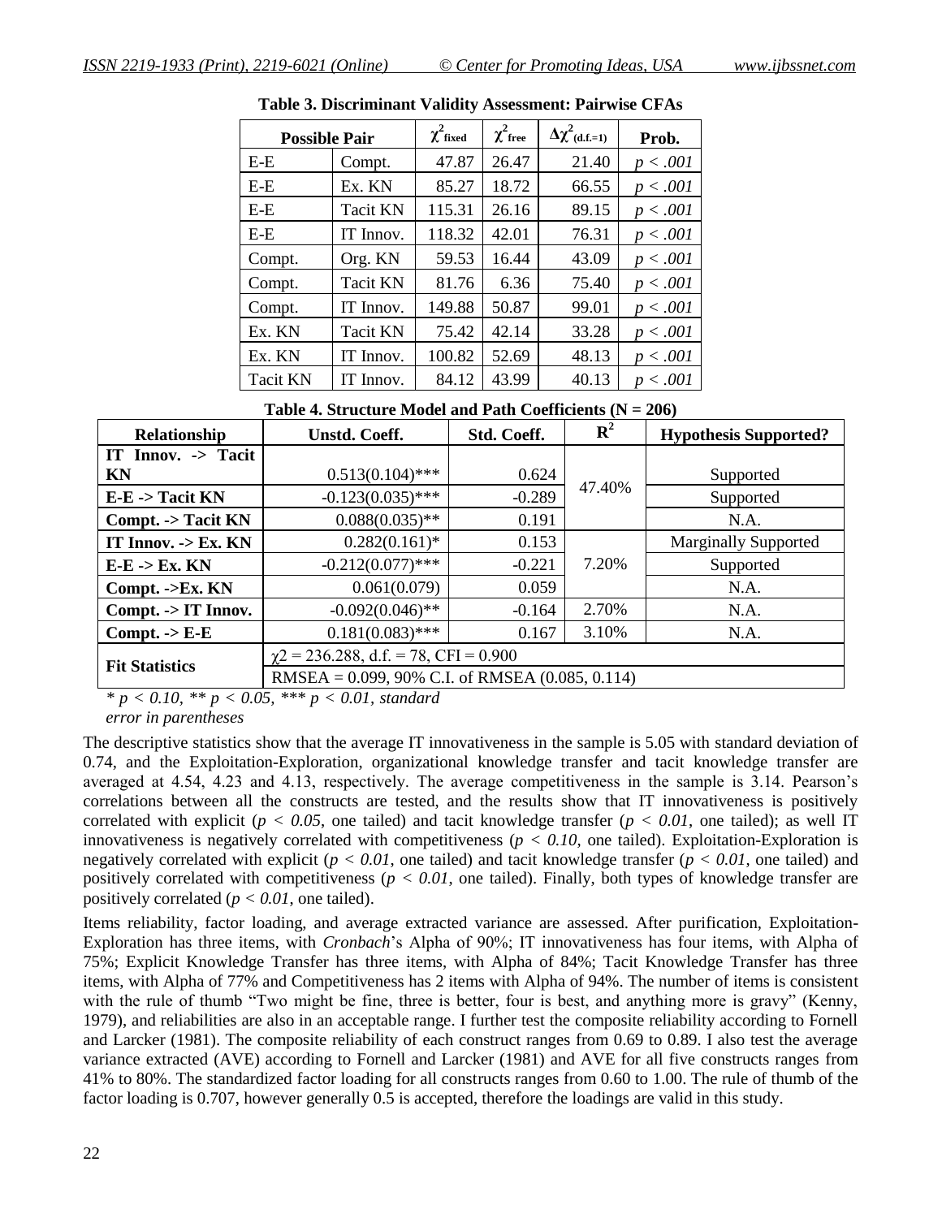**Table 3. Discriminant Validity Assessment: Pairwise CFAs**

| Possible Pair | | $\chi^2_{fixed}$ | $\chi^2_{free}$ | $\Delta\chi^2_{(d.f.=1)}$ | Prob. |
|---|---|---|---|---|---|
| E-E | Compt. | 47.87 | 26.47 | 21.40 | *p < .001* |
| E-E | Ex. KN | 85.27 | 18.72 | 66.55 | *p < .001* |
| E-E | Tacit KN | 115.31 | 26.16 | 89.15 | *p < .001* |
| E-E | IT Innov. | 118.32 | 42.01 | 76.31 | *p < .001* |
| Compt. | Org. KN | 59.53 | 16.44 | 43.09 | *p < .001* |
| Compt. | Tacit KN | 81.76 | 6.36 | 75.40 | *p < .001* |
| Compt. | IT Innov. | 149.88 | 50.87 | 99.01 | *p < .001* |
| Ex. KN | Tacit KN | 75.42 | 42.14 | 33.28 | *p < .001* |
| Ex. KN | IT Innov. | 100.82 | 52.69 | 48.13 | *p < .001* |
| Tacit KN | IT Innov. | 84.12 | 43.99 | 40.13 | *p < .001* |

**Table 4. Structure Model and Path Coefficients (N = 206)**

| Relationship | Unstd. Coeff. | Std. Coeff. | $R^2$ | Hypothesis Supported? |
|---|---|---|---|---|
| **IT Innov. -> Tacit KN** | 0.513(0.104)*** | 0.624 | 47.40% | Supported |
| **E-E -> Tacit KN** | -0.123(0.035)*** | -0.289 | | Supported |
| **Compt. -> Tacit KN** | 0.088(0.035)** | 0.191 | | N.A. |
| **IT Innov. -> Ex. KN** | 0.282(0.161)* | 0.153 | 7.20% | Marginally Supported |
| **E-E -> Ex. KN** | -0.212(0.077)*** | -0.221 | | Supported |
| **Compt. ->Ex. KN** | 0.061(0.079) | 0.059 | | N.A. |
| **Compt. -> IT Innov.** | -0.092(0.046)** | -0.164 | 2.70% | N.A. |
| **Compt. -> E-E** | 0.181(0.083)*** | 0.167 | 3.10% | N.A. |
| **Fit Statistics** | $\chi2$ = 236.288, d.f. = 78, CFI = 0.900 | | | |
| | RMSEA = 0.099, 90% C.I. of RMSEA (0.085, 0.114) | | | |

*\* p < 0.10, \*\* p < 0.05, \*\*\* p < 0.01, standard error in parentheses*

The descriptive statistics show that the average IT innovativeness in the sample is 5.05 with standard deviation of 0.74, and the Exploitation-Exploration, organizational knowledge transfer and tacit knowledge transfer are averaged at 4.54, 4.23 and 4.13, respectively. The average competitiveness in the sample is 3.14. Pearson's correlations between all the constructs are tested, and the results show that IT innovativeness is positively correlated with explicit ($p < 0.05$, one tailed) and tacit knowledge transfer ($p < 0.01$, one tailed); as well IT innovativeness is negatively correlated with competitiveness ($p < 0.10$, one tailed). Exploitation-Exploration is negatively correlated with explicit ($p < 0.01$, one tailed) and tacit knowledge transfer ($p < 0.01$, one tailed) and positively correlated with competitiveness ($p < 0.01$, one tailed). Finally, both types of knowledge transfer are positively correlated ($p < 0.01$, one tailed).

Items reliability, factor loading, and average extracted variance are assessed. After purification, Exploitation-Exploration has three items, with *Cronbach*'s Alpha of 90%; IT innovativeness has four items, with Alpha of 75%; Explicit Knowledge Transfer has three items, with Alpha of 84%; Tacit Knowledge Transfer has three items, with Alpha of 77% and Competitiveness has 2 items with Alpha of 94%. The number of items is consistent with the rule of thumb "Two might be fine, three is better, four is best, and anything more is gravy" (Kenny, 1979), and reliabilities are also in an acceptable range. I further test the composite reliability according to Fornell and Larcker (1981). The composite reliability of each construct ranges from 0.69 to 0.89. I also test the average variance extracted (AVE) according to Fornell and Larcker (1981) and AVE for all five constructs ranges from 41% to 80%. The standardized factor loading for all constructs ranges from 0.60 to 1.00. The rule of thumb of the factor loading is 0.707, however generally 0.5 is accepted, therefore the loadings are valid in this study.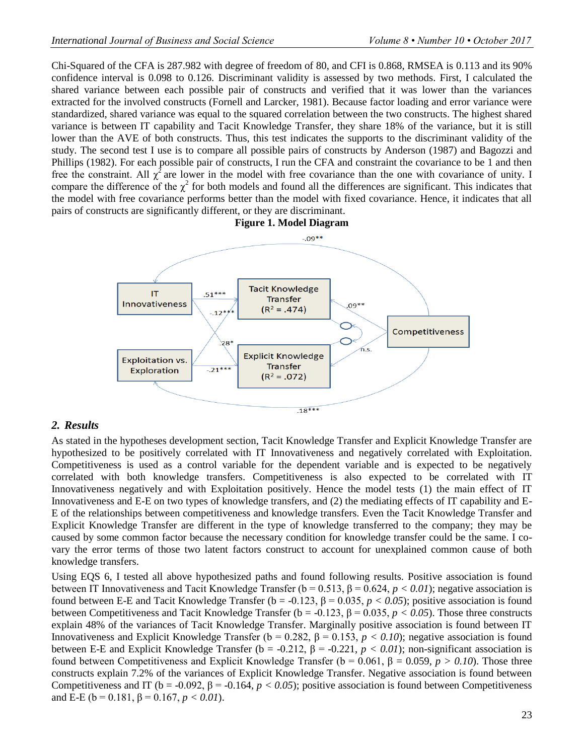Chi-Squared of the CFA is 287.982 with degree of freedom of 80, and CFI is 0.868, RMSEA is 0.113 and its 90% confidence interval is 0.098 to 0.126. Discriminant validity is assessed by two methods. First, I calculated the shared variance between each possible pair of constructs and verified that it was lower than the variances extracted for the involved constructs (Fornell and Larcker, 1981). Because factor loading and error variance were standardized, shared variance was equal to the squared correlation between the two constructs. The highest shared variance is between IT capability and Tacit Knowledge Transfer, they share 18% of the variance, but it is still lower than the AVE of both constructs. Thus, this test indicates the supports to the discriminant validity of the study. The second test I use is to compare all possible pairs of constructs by Anderson (1987) and Bagozzi and Phillips (1982). For each possible pair of constructs, I run the CFA and constraint the covariance to be 1 and then free the constraint. All $\chi^2$ are lower in the model with free covariance than the one with covariance of unity. I compare the difference of the $\chi^2$ for both models and found all the differences are significant. This indicates that the model with free covariance performs better than the model with fixed covariance. Hence, it indicates that all pairs of constructs are significantly different, or they are discriminant.

**Figure 1. Model Diagram**

-.09**

IT Innovativeness

.51***

-.12***

Tacit Knowledge Transfer ($R^2$ = .474)

.09**

Competitiveness

.28*

n.s.

Exploitation vs. Exploration

-.21***

Explicit Knowledge Transfer ($R^2$ = .072)

.18***

## 2. Results

As stated in the hypotheses development section, Tacit Knowledge Transfer and Explicit Knowledge Transfer are hypothesized to be positively correlated with IT Innovativeness and negatively correlated with Exploitation. Competitiveness is used as a control variable for the dependent variable and is expected to be negatively correlated with both knowledge transfers. Competitiveness is also expected to be correlated with IT Innovativeness negatively and with Exploitation positively. Hence the model tests (1) the main effect of IT Innovativeness and E-E on two types of knowledge transfers, and (2) the mediating effects of IT capability and E-E of the relationships between competitiveness and knowledge transfers. Even the Tacit Knowledge Transfer and Explicit Knowledge Transfer are different in the type of knowledge transferred to the company; they may be caused by some common factor because the necessary condition for knowledge transfer could be the same. I co-vary the error terms of those two latent factors construct to account for unexplained common cause of both knowledge transfers.

Using EQS 6, I tested all above hypothesized paths and found following results. Positive association is found between IT Innovativeness and Tacit Knowledge Transfer (b = 0.513, $\beta$ = 0.624, $p < 0.01$); negative association is found between E-E and Tacit Knowledge Transfer (b = -0.123, $\beta$ = 0.035, $p < 0.05$); positive association is found between Competitiveness and Tacit Knowledge Transfer (b = -0.123, $\beta$ = 0.035, $p < 0.05$). Those three constructs explain 48% of the variances of Tacit Knowledge Transfer. Marginally positive association is found between IT Innovativeness and Explicit Knowledge Transfer (b = 0.282, $\beta$ = 0.153, $p < 0.10$); negative association is found between E-E and Explicit Knowledge Transfer (b = -0.212, $\beta$ = -0.221, $p < 0.01$); non-significant association is found between Competitiveness and Explicit Knowledge Transfer (b = 0.061, $\beta$ = 0.059, $p > 0.10$). Those three constructs explain 7.2% of the variances of Explicit Knowledge Transfer. Negative association is found between Competitiveness and IT (b = -0.092, $\beta$ = -0.164, $p < 0.05$); positive association is found between Competitiveness and E-E (b = 0.181, $\beta$ = 0.167, $p < 0.01$).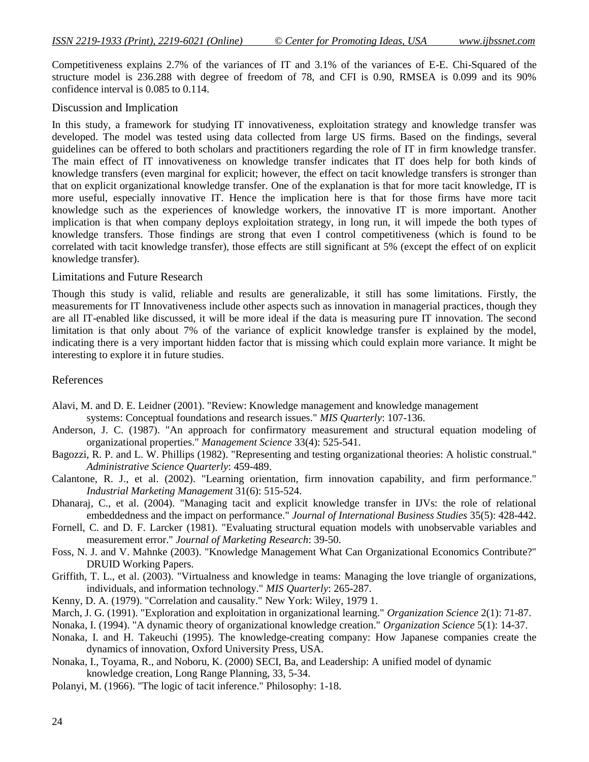Competitiveness explains 2.7% of the variances of IT and 3.1% of the variances of E-E. Chi-Squared of the structure model is 236.288 with degree of freedom of 78, and CFI is 0.90, RMSEA is 0.099 and its 90% confidence interval is 0.085 to 0.114.

## Discussion and Implication

In this study, a framework for studying IT innovativeness, exploitation strategy and knowledge transfer was developed. The model was tested using data collected from large US firms. Based on the findings, several guidelines can be offered to both scholars and practitioners regarding the role of IT in firm knowledge transfer. The main effect of IT innovativeness on knowledge transfer indicates that IT does help for both kinds of knowledge transfers (even marginal for explicit; however, the effect on tacit knowledge transfers is stronger than that on explicit organizational knowledge transfer. One of the explanation is that for more tacit knowledge, IT is more useful, especially innovative IT. Hence the implication here is that for those firms have more tacit knowledge such as the experiences of knowledge workers, the innovative IT is more important. Another implication is that when company deploys exploitation strategy, in long run, it will impede the both types of knowledge transfers. Those findings are strong that even I control competitiveness (which is found to be correlated with tacit knowledge transfer), those effects are still significant at 5% (except the effect of on explicit knowledge transfer).

## Limitations and Future Research

Though this study is valid, reliable and results are generalizable, it still has some limitations. Firstly, the measurements for IT Innovativeness include other aspects such as innovation in managerial practices, though they are all IT-enabled like discussed, it will be more ideal if the data is measuring pure IT innovation. The second limitation is that only about 7% of the variance of explicit knowledge transfer is explained by the model, indicating there is a very important hidden factor that is missing which could explain more variance. It might be interesting to explore it in future studies.

## References

Alavi, M. and D. E. Leidner (2001). "Review: Knowledge management and knowledge management systems: Conceptual foundations and research issues." *MIS Quarterly*: 107-136.

Anderson, J. C. (1987). "An approach for confirmatory measurement and structural equation modeling of organizational properties." *Management Science* 33(4): 525-541.

Bagozzi, R. P. and L. W. Phillips (1982). "Representing and testing organizational theories: A holistic construal." *Administrative Science Quarterly*: 459-489.

Calantone, R. J., et al. (2002). "Learning orientation, firm innovation capability, and firm performance." *Industrial Marketing Management* 31(6): 515-524.

Dhanaraj, C., et al. (2004). "Managing tacit and explicit knowledge transfer in IJVs: the role of relational embeddedness and the impact on performance." *Journal of International Business Studies* 35(5): 428-442.

Fornell, C. and D. F. Larcker (1981). "Evaluating structural equation models with unobservable variables and measurement error." *Journal of Marketing Research*: 39-50.

Foss, N. J. and V. Mahnke (2003). "Knowledge Management What Can Organizational Economics Contribute?" DRUID Working Papers.

Griffith, T. L., et al. (2003). "Virtualness and knowledge in teams: Managing the love triangle of organizations, individuals, and information technology." *MIS Quarterly*: 265-287.

Kenny, D. A. (1979). "Correlation and causality." New York: Wiley, 1979 1.

March, J. G. (1991). "Exploration and exploitation in organizational learning." *Organization Science* 2(1): 71-87.

Nonaka, I. (1994). "A dynamic theory of organizational knowledge creation." *Organization Science* 5(1): 14-37.

Nonaka, I. and H. Takeuchi (1995). The knowledge-creating company: How Japanese companies create the dynamics of innovation, Oxford University Press, USA.

Nonaka, I., Toyama, R., and Noboru, K. (2000) SECI, Ba, and Leadership: A unified model of dynamic knowledge creation, Long Range Planning, 33, 5-34.

Polanyi, M. (1966). "The logic of tacit inference." Philosophy: 1-18.